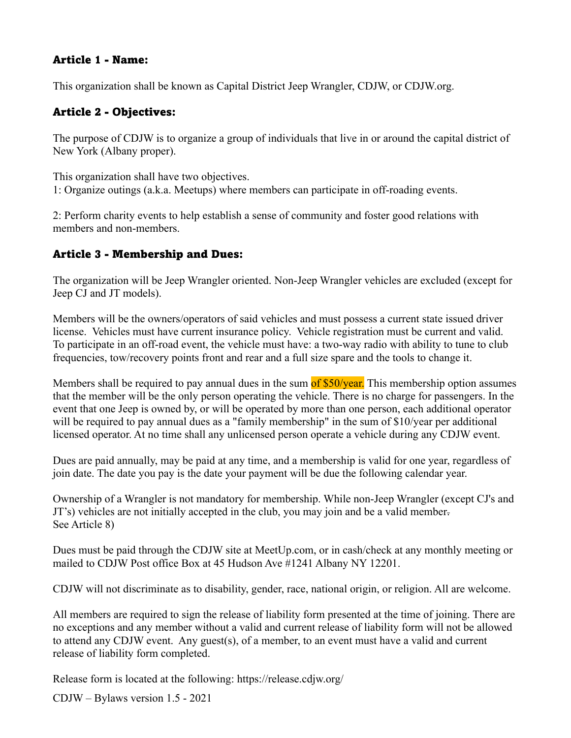## Article 1 - Name:

This organization shall be known as Capital District Jeep Wrangler, CDJW, or CDJW.org.

## Article 2 - Objectives:

The purpose of CDJW is to organize a group of individuals that live in or around the capital district of New York (Albany proper).

This organization shall have two objectives.
1: Organize outings (a.k.a. Meetups) where members can participate in off-roading events.

2: Perform charity events to help establish a sense of community and foster good relations with members and non-members.

## Article 3 - Membership and Dues:

The organization will be Jeep Wrangler oriented. Non-Jeep Wrangler vehicles are excluded (except for Jeep CJ and JT models).

Members will be the owners/operators of said vehicles and must possess a current state issued driver license. Vehicles must have current insurance policy. Vehicle registration must be current and valid. To participate in an off-road event, the vehicle must have: a two-way radio with ability to tune to club frequencies, tow/recovery points front and rear and a full size spare and the tools to change it.

Members shall be required to pay annual dues in the sum of $50/year. This membership option assumes that the member will be the only person operating the vehicle. There is no charge for passengers. In the event that one Jeep is owned by, or will be operated by more than one person, each additional operator will be required to pay annual dues as a "family membership" in the sum of $10/year per additional licensed operator. At no time shall any unlicensed person operate a vehicle during any CDJW event.

Dues are paid annually, may be paid at any time, and a membership is valid for one year, regardless of join date. The date you pay is the date your payment will be due the following calendar year.

Ownership of a Wrangler is not mandatory for membership. While non-Jeep Wrangler (except CJ's and JT's) vehicles are not initially accepted in the club, you may join and be a valid member. See Article 8)

Dues must be paid through the CDJW site at MeetUp.com, or in cash/check at any monthly meeting or mailed to CDJW Post office Box at 45 Hudson Ave #1241 Albany NY 12201.

CDJW will not discriminate as to disability, gender, race, national origin, or religion. All are welcome.

All members are required to sign the release of liability form presented at the time of joining. There are no exceptions and any member without a valid and current release of liability form will not be allowed to attend any CDJW event. Any guest(s), of a member, to an event must have a valid and current release of liability form completed.

Release form is located at the following: https://release.cdjw.org/

CDJW – Bylaws version 1.5 - 2021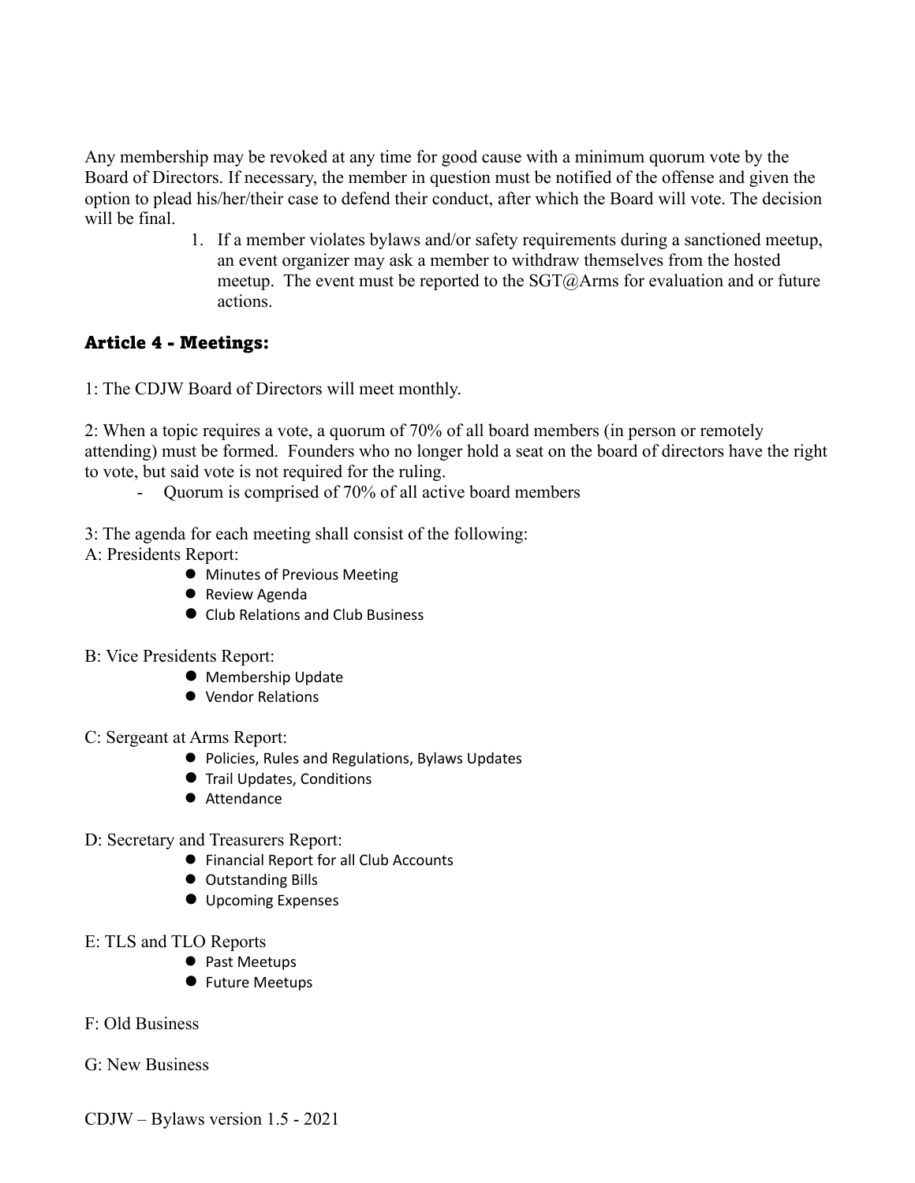Any membership may be revoked at any time for good cause with a minimum quorum vote by the Board of Directors. If necessary, the member in question must be notified of the offense and given the option to plead his/her/their case to defend their conduct, after which the Board will vote. The decision will be final.

1. If a member violates bylaws and/or safety requirements during a sanctioned meetup, an event organizer may ask a member to withdraw themselves from the hosted meetup. The event must be reported to the SGT@Arms for evaluation and or future actions.

## Article 4 - Meetings:

1: The CDJW Board of Directors will meet monthly.

2: When a topic requires a vote, a quorum of 70% of all board members (in person or remotely attending) must be formed. Founders who no longer hold a seat on the board of directors have the right to vote, but said vote is not required for the ruling.

- Quorum is comprised of 70% of all active board members

3: The agenda for each meeting shall consist of the following:

A: Presidents Report:

- Minutes of Previous Meeting
- Review Agenda
- Club Relations and Club Business

B: Vice Presidents Report:

- Membership Update
- Vendor Relations

C: Sergeant at Arms Report:

- Policies, Rules and Regulations, Bylaws Updates
- Trail Updates, Conditions
- Attendance

D: Secretary and Treasurers Report:

- Financial Report for all Club Accounts
- Outstanding Bills
- Upcoming Expenses

E: TLS and TLO Reports

- Past Meetups
- Future Meetups

F: Old Business

G: New Business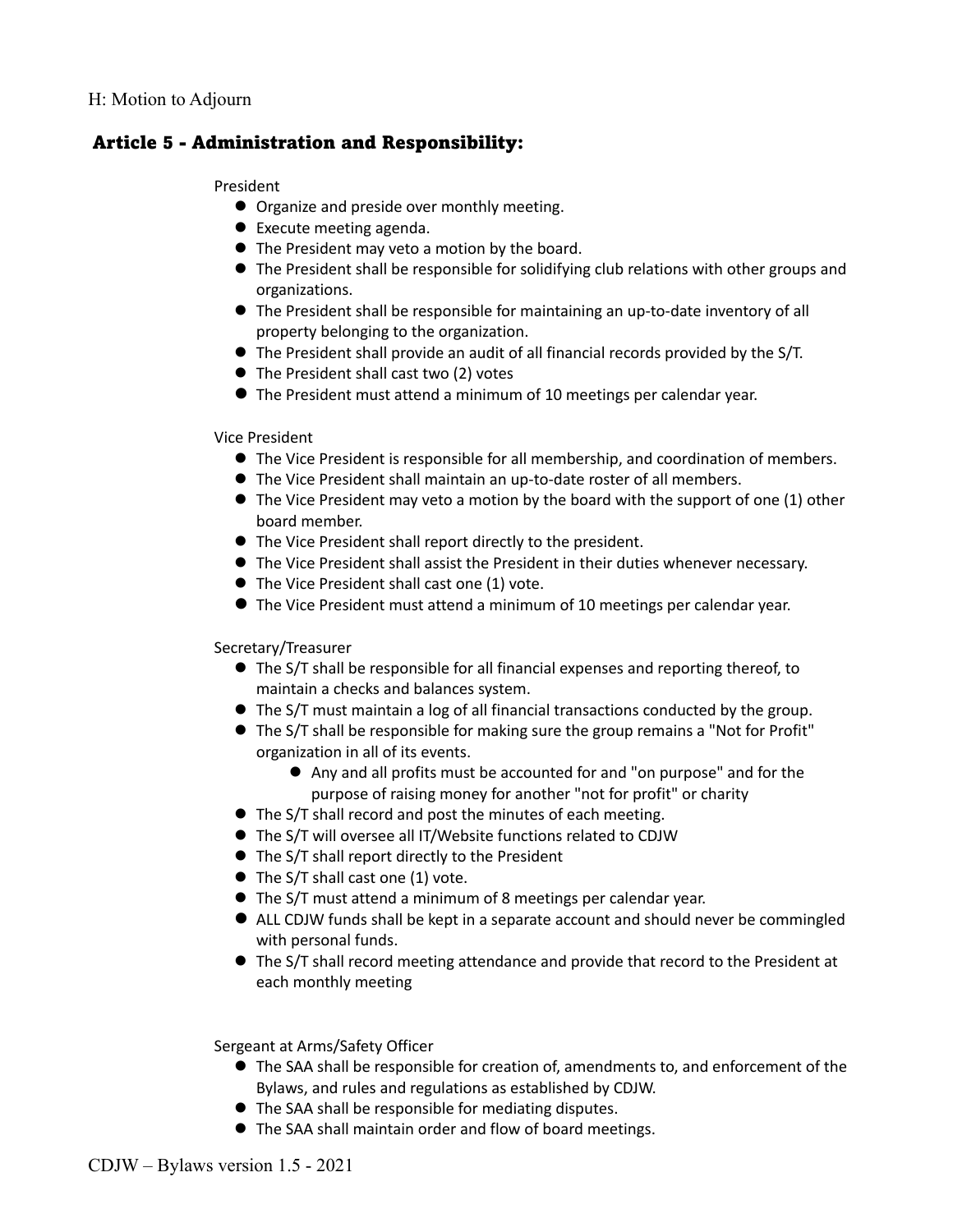H: Motion to Adjourn

## Article 5 - Administration and Responsibility:

President

- Organize and preside over monthly meeting.
- Execute meeting agenda.
- The President may veto a motion by the board.
- The President shall be responsible for solidifying club relations with other groups and organizations.
- The President shall be responsible for maintaining an up-to-date inventory of all property belonging to the organization.
- The President shall provide an audit of all financial records provided by the S/T.
- The President shall cast two (2) votes
- The President must attend a minimum of 10 meetings per calendar year.

Vice President

- The Vice President is responsible for all membership, and coordination of members.
- The Vice President shall maintain an up-to-date roster of all members.
- The Vice President may veto a motion by the board with the support of one (1) other board member.
- The Vice President shall report directly to the president.
- The Vice President shall assist the President in their duties whenever necessary.
- The Vice President shall cast one (1) vote.
- The Vice President must attend a minimum of 10 meetings per calendar year.

Secretary/Treasurer

- The S/T shall be responsible for all financial expenses and reporting thereof, to maintain a checks and balances system.
- The S/T must maintain a log of all financial transactions conducted by the group.
- The S/T shall be responsible for making sure the group remains a "Not for Profit" organization in all of its events.
    - Any and all profits must be accounted for and "on purpose" and for the purpose of raising money for another "not for profit" or charity
- The S/T shall record and post the minutes of each meeting.
- The S/T will oversee all IT/Website functions related to CDJW
- The S/T shall report directly to the President
- The S/T shall cast one (1) vote.
- The S/T must attend a minimum of 8 meetings per calendar year.
- ALL CDJW funds shall be kept in a separate account and should never be commingled with personal funds.
- The S/T shall record meeting attendance and provide that record to the President at each monthly meeting

Sergeant at Arms/Safety Officer

- The SAA shall be responsible for creation of, amendments to, and enforcement of the Bylaws, and rules and regulations as established by CDJW.
- The SAA shall be responsible for mediating disputes.
- The SAA shall maintain order and flow of board meetings.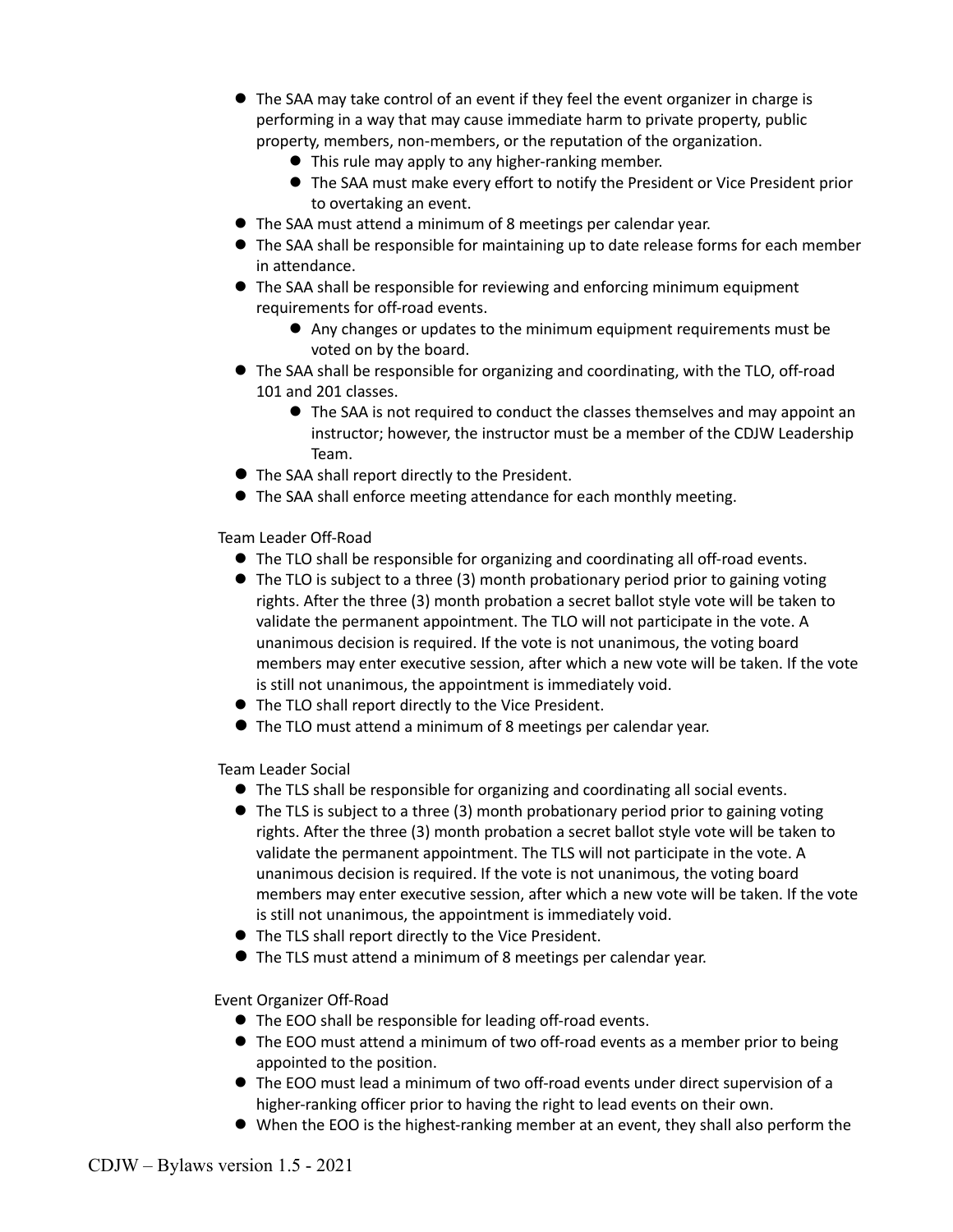- The SAA may take control of an event if they feel the event organizer in charge is performing in a way that may cause immediate harm to private property, public property, members, non-members, or the reputation of the organization.
  - This rule may apply to any higher-ranking member.
  - The SAA must make every effort to notify the President or Vice President prior to overtaking an event.
- The SAA must attend a minimum of 8 meetings per calendar year.
- The SAA shall be responsible for maintaining up to date release forms for each member in attendance.
- The SAA shall be responsible for reviewing and enforcing minimum equipment requirements for off-road events.
  - Any changes or updates to the minimum equipment requirements must be voted on by the board.
- The SAA shall be responsible for organizing and coordinating, with the TLO, off-road 101 and 201 classes.
  - The SAA is not required to conduct the classes themselves and may appoint an instructor; however, the instructor must be a member of the CDJW Leadership Team.
- The SAA shall report directly to the President.
- The SAA shall enforce meeting attendance for each monthly meeting.

Team Leader Off-Road

- The TLO shall be responsible for organizing and coordinating all off-road events.
- The TLO is subject to a three (3) month probationary period prior to gaining voting rights. After the three (3) month probation a secret ballot style vote will be taken to validate the permanent appointment. The TLO will not participate in the vote. A unanimous decision is required. If the vote is not unanimous, the voting board members may enter executive session, after which a new vote will be taken. If the vote is still not unanimous, the appointment is immediately void.
- The TLO shall report directly to the Vice President.
- The TLO must attend a minimum of 8 meetings per calendar year.

Team Leader Social

- The TLS shall be responsible for organizing and coordinating all social events.
- The TLS is subject to a three (3) month probationary period prior to gaining voting rights. After the three (3) month probation a secret ballot style vote will be taken to validate the permanent appointment. The TLS will not participate in the vote. A unanimous decision is required. If the vote is not unanimous, the voting board members may enter executive session, after which a new vote will be taken. If the vote is still not unanimous, the appointment is immediately void.
- The TLS shall report directly to the Vice President.
- The TLS must attend a minimum of 8 meetings per calendar year.

Event Organizer Off-Road

- The EOO shall be responsible for leading off-road events.
- The EOO must attend a minimum of two off-road events as a member prior to being appointed to the position.
- The EOO must lead a minimum of two off-road events under direct supervision of a higher-ranking officer prior to having the right to lead events on their own.
- When the EOO is the highest-ranking member at an event, they shall also perform the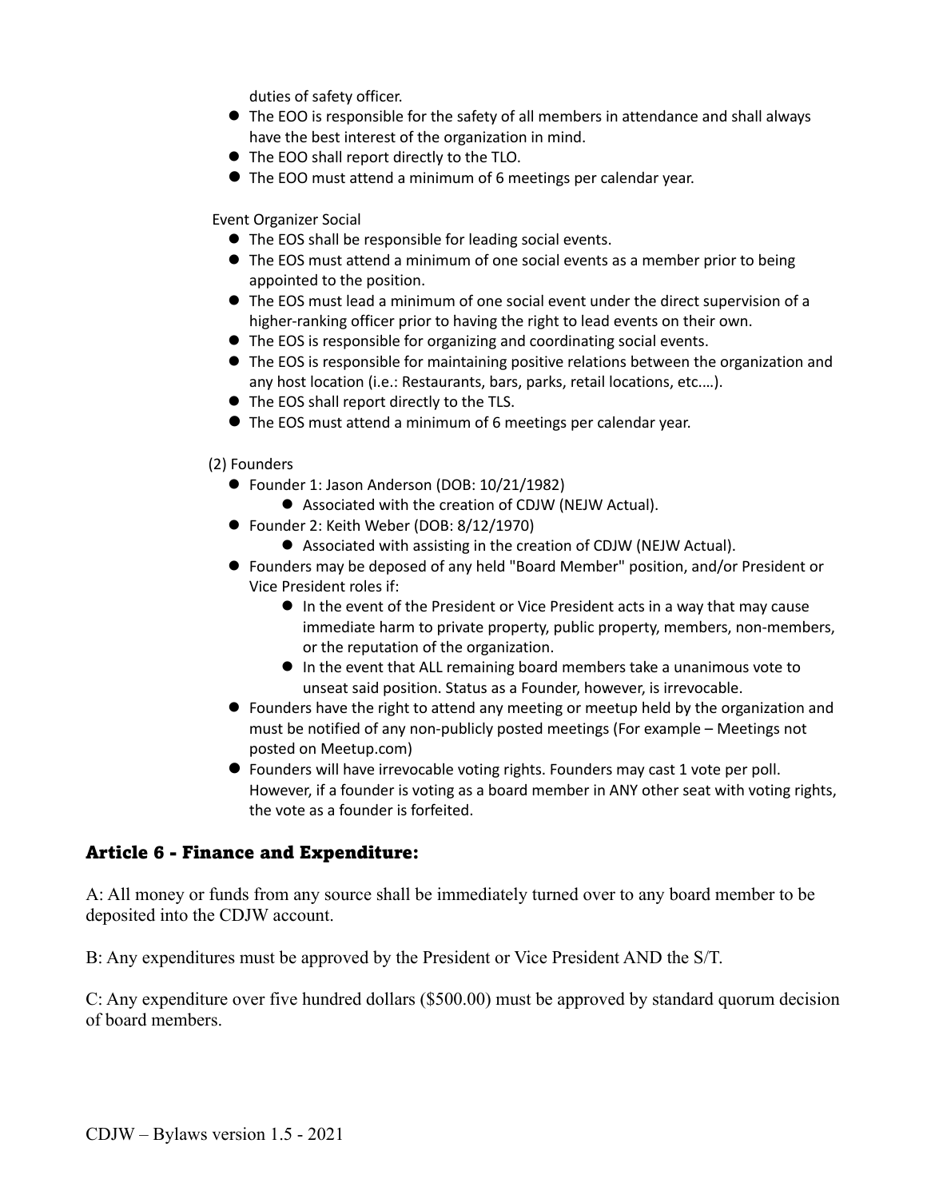duties of safety officer.

- The EOO is responsible for the safety of all members in attendance and shall always have the best interest of the organization in mind.
- The EOO shall report directly to the TLO.
- The EOO must attend a minimum of 6 meetings per calendar year.

Event Organizer Social

- The EOS shall be responsible for leading social events.
- The EOS must attend a minimum of one social events as a member prior to being appointed to the position.
- The EOS must lead a minimum of one social event under the direct supervision of a higher-ranking officer prior to having the right to lead events on their own.
- The EOS is responsible for organizing and coordinating social events.
- The EOS is responsible for maintaining positive relations between the organization and any host location (i.e.: Restaurants, bars, parks, retail locations, etc.…).
- The EOS shall report directly to the TLS.
- The EOS must attend a minimum of 6 meetings per calendar year.

(2) Founders

- Founder 1: Jason Anderson (DOB: 10/21/1982)
  - Associated with the creation of CDJW (NEJW Actual).
- Founder 2: Keith Weber (DOB: 8/12/1970)
  - Associated with assisting in the creation of CDJW (NEJW Actual).
- Founders may be deposed of any held "Board Member" position, and/or President or Vice President roles if:
  - In the event of the President or Vice President acts in a way that may cause immediate harm to private property, public property, members, non-members, or the reputation of the organization.
  - In the event that ALL remaining board members take a unanimous vote to unseat said position. Status as a Founder, however, is irrevocable.
- Founders have the right to attend any meeting or meetup held by the organization and must be notified of any non-publicly posted meetings (For example – Meetings not posted on Meetup.com)
- Founders will have irrevocable voting rights. Founders may cast 1 vote per poll. However, if a founder is voting as a board member in ANY other seat with voting rights, the vote as a founder is forfeited.

## Article 6 - Finance and Expenditure:

A: All money or funds from any source shall be immediately turned over to any board member to be deposited into the CDJW account.

B: Any expenditures must be approved by the President or Vice President AND the S/T.

C: Any expenditure over five hundred dollars ($500.00) must be approved by standard quorum decision of board members.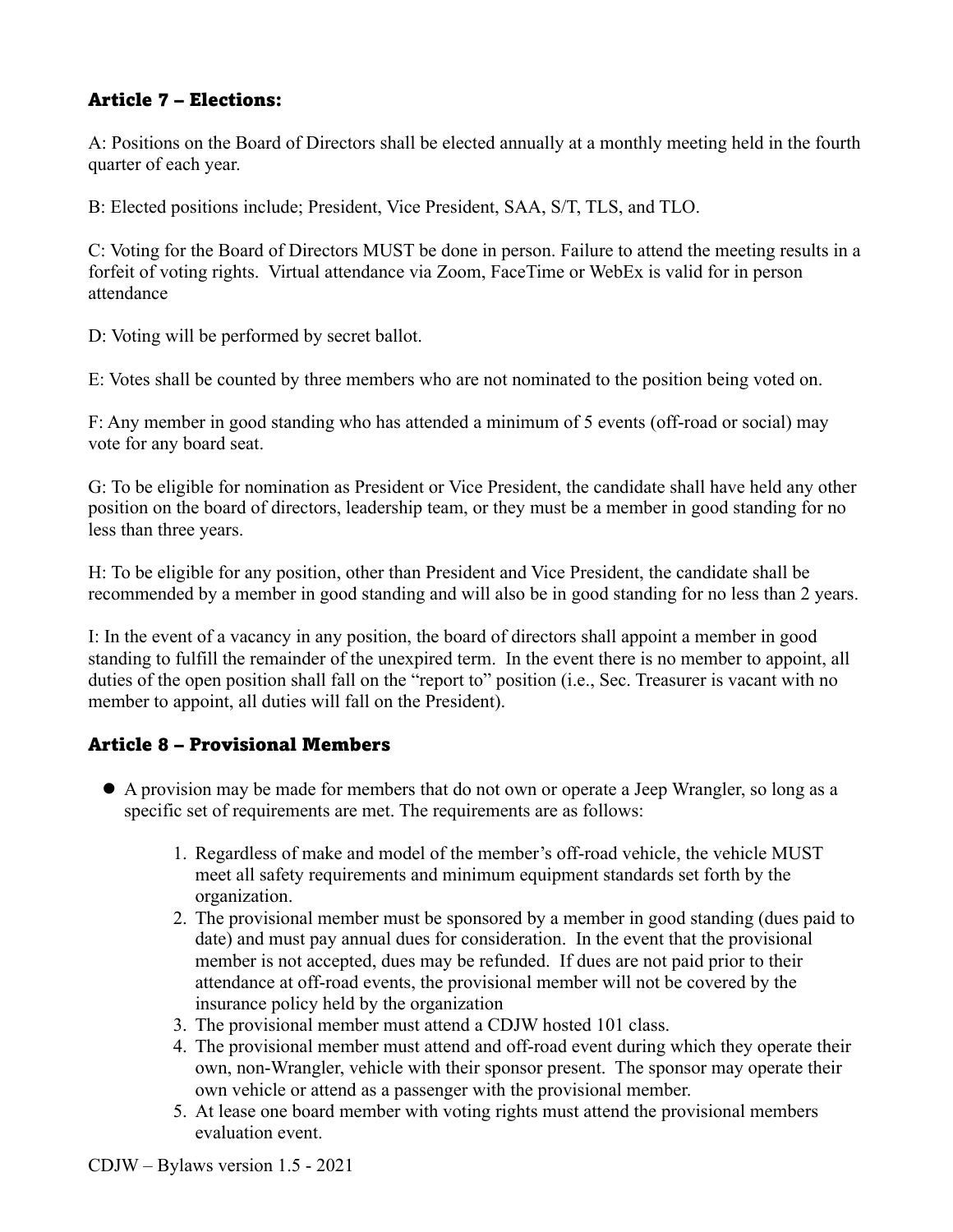## Article 7 – Elections:

A: Positions on the Board of Directors shall be elected annually at a monthly meeting held in the fourth quarter of each year.

B: Elected positions include; President, Vice President, SAA, S/T, TLS, and TLO.

C: Voting for the Board of Directors MUST be done in person. Failure to attend the meeting results in a forfeit of voting rights. Virtual attendance via Zoom, FaceTime or WebEx is valid for in person attendance

D: Voting will be performed by secret ballot.

E: Votes shall be counted by three members who are not nominated to the position being voted on.

F: Any member in good standing who has attended a minimum of 5 events (off-road or social) may vote for any board seat.

G: To be eligible for nomination as President or Vice President, the candidate shall have held any other position on the board of directors, leadership team, or they must be a member in good standing for no less than three years.

H: To be eligible for any position, other than President and Vice President, the candidate shall be recommended by a member in good standing and will also be in good standing for no less than 2 years.

I: In the event of a vacancy in any position, the board of directors shall appoint a member in good standing to fulfill the remainder of the unexpired term. In the event there is no member to appoint, all duties of the open position shall fall on the "report to" position (i.e., Sec. Treasurer is vacant with no member to appoint, all duties will fall on the President).

## Article 8 – Provisional Members

- A provision may be made for members that do not own or operate a Jeep Wrangler, so long as a specific set of requirements are met. The requirements are as follows:

    1. Regardless of make and model of the member's off-road vehicle, the vehicle MUST meet all safety requirements and minimum equipment standards set forth by the organization.
    2. The provisional member must be sponsored by a member in good standing (dues paid to date) and must pay annual dues for consideration. In the event that the provisional member is not accepted, dues may be refunded. If dues are not paid prior to their attendance at off-road events, the provisional member will not be covered by the insurance policy held by the organization
    3. The provisional member must attend a CDJW hosted 101 class.
    4. The provisional member must attend and off-road event during which they operate their own, non-Wrangler, vehicle with their sponsor present. The sponsor may operate their own vehicle or attend as a passenger with the provisional member.
    5. At lease one board member with voting rights must attend the provisional members evaluation event.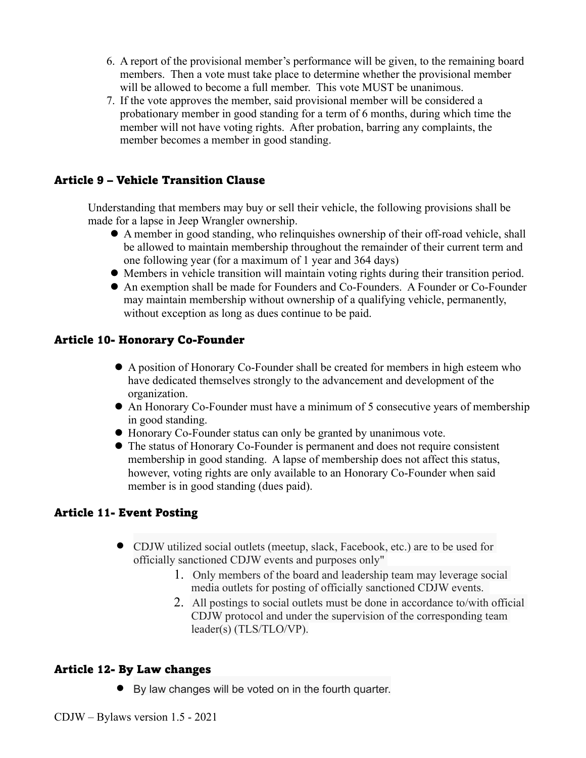6. A report of the provisional member's performance will be given, to the remaining board members. Then a vote must take place to determine whether the provisional member will be allowed to become a full member. This vote MUST be unanimous.
7. If the vote approves the member, said provisional member will be considered a probationary member in good standing for a term of 6 months, during which time the member will not have voting rights. After probation, barring any complaints, the member becomes a member in good standing.

## Article 9 – Vehicle Transition Clause

Understanding that members may buy or sell their vehicle, the following provisions shall be made for a lapse in Jeep Wrangler ownership.

- A member in good standing, who relinquishes ownership of their off-road vehicle, shall be allowed to maintain membership throughout the remainder of their current term and one following year (for a maximum of 1 year and 364 days)
- Members in vehicle transition will maintain voting rights during their transition period.
- An exemption shall be made for Founders and Co-Founders. A Founder or Co-Founder may maintain membership without ownership of a qualifying vehicle, permanently, without exception as long as dues continue to be paid.

## Article 10- Honorary Co-Founder

- A position of Honorary Co-Founder shall be created for members in high esteem who have dedicated themselves strongly to the advancement and development of the organization.
- An Honorary Co-Founder must have a minimum of 5 consecutive years of membership in good standing.
- Honorary Co-Founder status can only be granted by unanimous vote.
- The status of Honorary Co-Founder is permanent and does not require consistent membership in good standing. A lapse of membership does not affect this status, however, voting rights are only available to an Honorary Co-Founder when said member is in good standing (dues paid).

## Article 11- Event Posting

- CDJW utilized social outlets (meetup, slack, Facebook, etc.) are to be used for officially sanctioned CDJW events and purposes only"
    1. Only members of the board and leadership team may leverage social media outlets for posting of officially sanctioned CDJW events.
    2. All postings to social outlets must be done in accordance to/with official CDJW protocol and under the supervision of the corresponding team leader(s) (TLS/TLO/VP).

## Article 12- By Law changes

- By law changes will be voted on in the fourth quarter.

CDJW – Bylaws version 1.5 - 2021